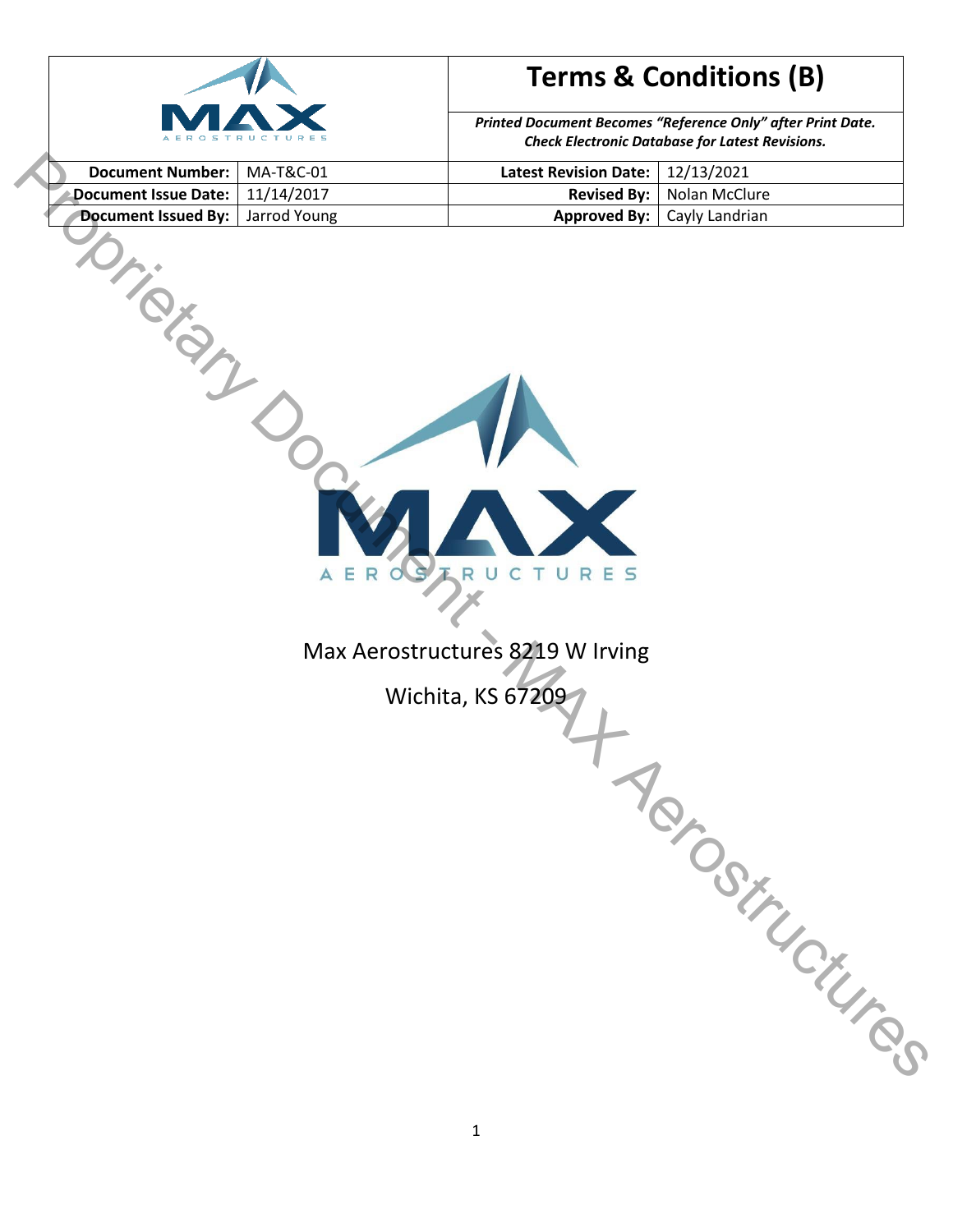# Terms & Conditions (B)

***Printed Document Becomes "Reference Only" after Print Date. Check Electronic Database for Latest Revisions.***

| **Document Number:** | MA-T&C-01 | **Latest Revision Date:** | 12/13/2021 |
|---|---|---|---|
| **Document Issue Date:** | 11/14/2017 | **Revised By:** | Nolan McClure |
| **Document Issued By:** | Jarrod Young | **Approved By:** | Cayly Landrian |

Proprietary Document - MAX Aerostructures

Max Aerostructures 8219 W Irving

Wichita, KS 67209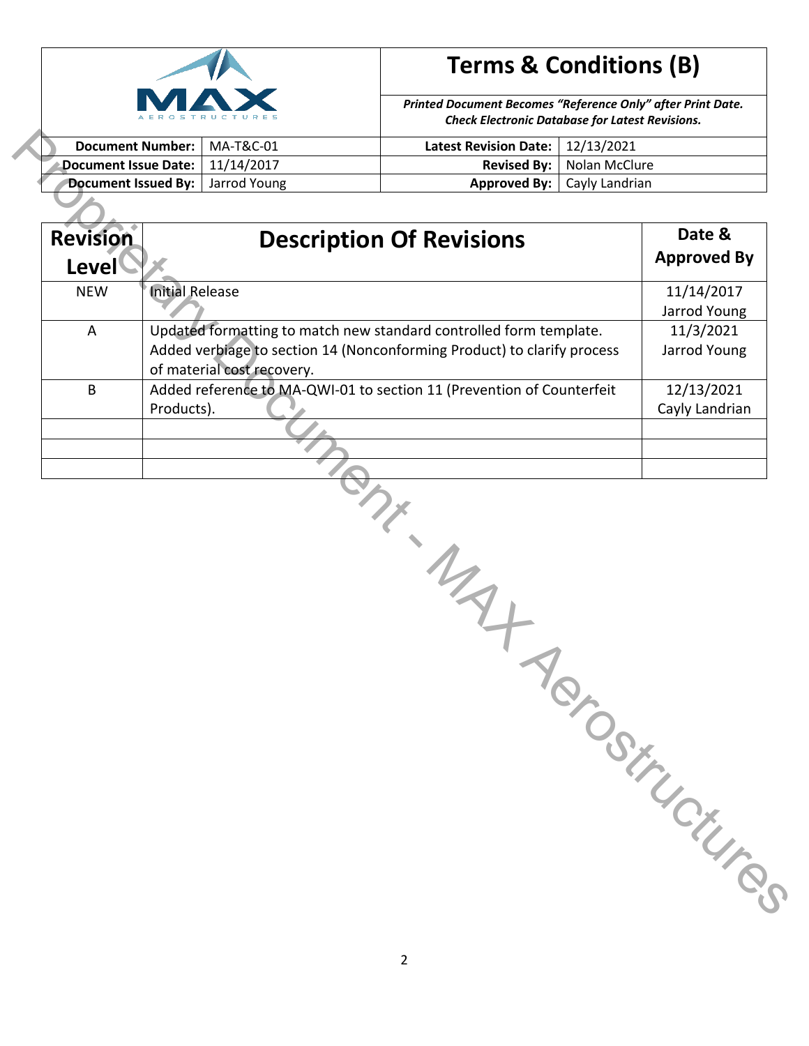| | Terms & Conditions (B) | | |
|---|---|---|---|
| | ***Printed Document Becomes "Reference Only" after Print Date. Check Electronic Database for Latest Revisions.*** | | |
| **Document Number:** | MA-T&C-01 | **Latest Revision Date:** | 12/13/2021 |
| **Document Issue Date:** | 11/14/2017 | **Revised By:** | Nolan McClure |
| **Document Issued By:** | Jarrod Young | **Approved By:** | Cayly Landrian |

| Revision Level | Description Of Revisions | Date & Approved By |
|---|---|---|
| NEW | Initial Release | 11/14/2017 Jarrod Young |
| A | Updated formatting to match new standard controlled form template. Added verbiage to section 14 (Nonconforming Product) to clarify process of material cost recovery. | 11/3/2021 Jarrod Young |
| B | Added reference to MA-QWI-01 to section 11 (Prevention of Counterfeit Products). | 12/13/2021 Cayly Landrian |
| | | |
| | | |
| | | |

Proprietary Document - MAX Aerostructures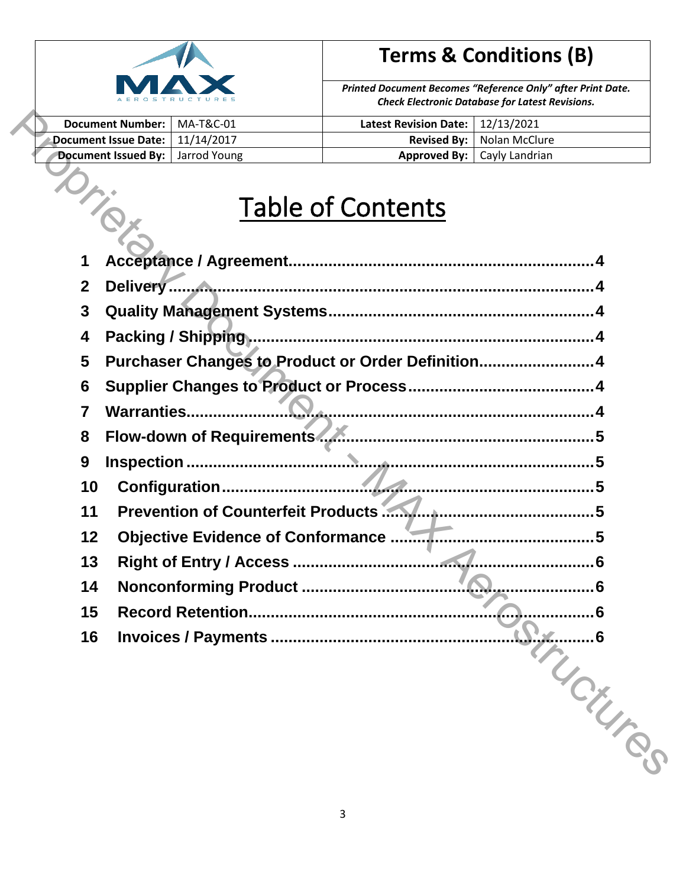| | **Terms & Conditions (B)** | | |
|---|---|---|---|
| | ***Printed Document Becomes "Reference Only" after Print Date. Check Electronic Database for Latest Revisions.*** | | |
| **Document Number:** | MA-T&C-01 | **Latest Revision Date:** | 12/13/2021 |
| **Document Issue Date:** | 11/14/2017 | **Revised By:** | Nolan McClure |
| **Document Issued By:** | Jarrod Young | **Approved By:** | Cayly Landrian |

# Table of Contents

1 Acceptance / Agreement.......................................................4
2 Delivery.............................................................................4
3 Quality Management Systems..............................................4
4 Packing / Shipping..............................................................4
5 Purchaser Changes to Product or Order Definition..................4
6 Supplier Changes to Product or Process................................4
7 Warranties..........................................................................4
8 Flow-down of Requirements.................................................5
9 Inspection...........................................................................5
10 Configuration....................................................................5
11 Prevention of Counterfeit Products.....................................5
12 Objective Evidence of Conformance.....................................5
13 Right of Entry / Access.......................................................6
14 Nonconforming Product......................................................6
15 Record Retention...............................................................6
16 Invoices / Payments...........................................................6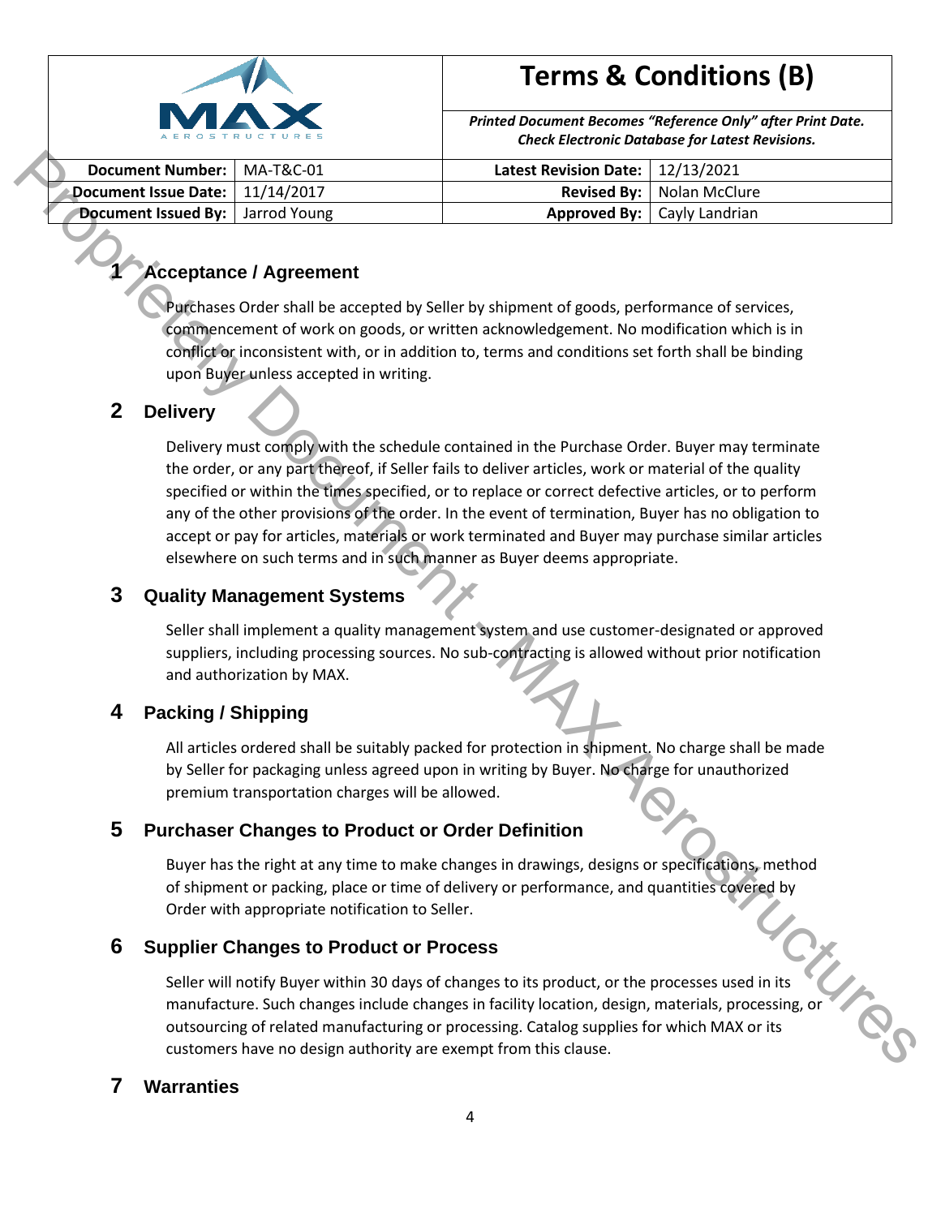| | **Terms & Conditions (B)** | | |
|---|---|---|---|
| | ***Printed Document Becomes "Reference Only" after Print Date. Check Electronic Database for Latest Revisions.*** | | |
| **Document Number:** | MA-T&C-01 | **Latest Revision Date:** | 12/13/2021 |
| **Document Issue Date:** | 11/14/2017 | **Revised By:** | Nolan McClure |
| **Document Issued By:** | Jarrod Young | **Approved By:** | Cayly Landrian |

## 1 Acceptance / Agreement

Purchases Order shall be accepted by Seller by shipment of goods, performance of services, commencement of work on goods, or written acknowledgement. No modification which is in conflict or inconsistent with, or in addition to, terms and conditions set forth shall be binding upon Buyer unless accepted in writing.

## 2 Delivery

Delivery must comply with the schedule contained in the Purchase Order. Buyer may terminate the order, or any part thereof, if Seller fails to deliver articles, work or material of the quality specified or within the times specified, or to replace or correct defective articles, or to perform any of the other provisions of the order. In the event of termination, Buyer has no obligation to accept or pay for articles, materials or work terminated and Buyer may purchase similar articles elsewhere on such terms and in such manner as Buyer deems appropriate.

## 3 Quality Management Systems

Seller shall implement a quality management system and use customer-designated or approved suppliers, including processing sources. No sub-contracting is allowed without prior notification and authorization by MAX.

## 4 Packing / Shipping

All articles ordered shall be suitably packed for protection in shipment. No charge shall be made by Seller for packaging unless agreed upon in writing by Buyer. No charge for unauthorized premium transportation charges will be allowed.

## 5 Purchaser Changes to Product or Order Definition

Buyer has the right at any time to make changes in drawings, designs or specifications, method of shipment or packing, place or time of delivery or performance, and quantities covered by Order with appropriate notification to Seller.

## 6 Supplier Changes to Product or Process

Seller will notify Buyer within 30 days of changes to its product, or the processes used in its manufacture. Such changes include changes in facility location, design, materials, processing, or outsourcing of related manufacturing or processing. Catalog supplies for which MAX or its customers have no design authority are exempt from this clause.

## 7 Warranties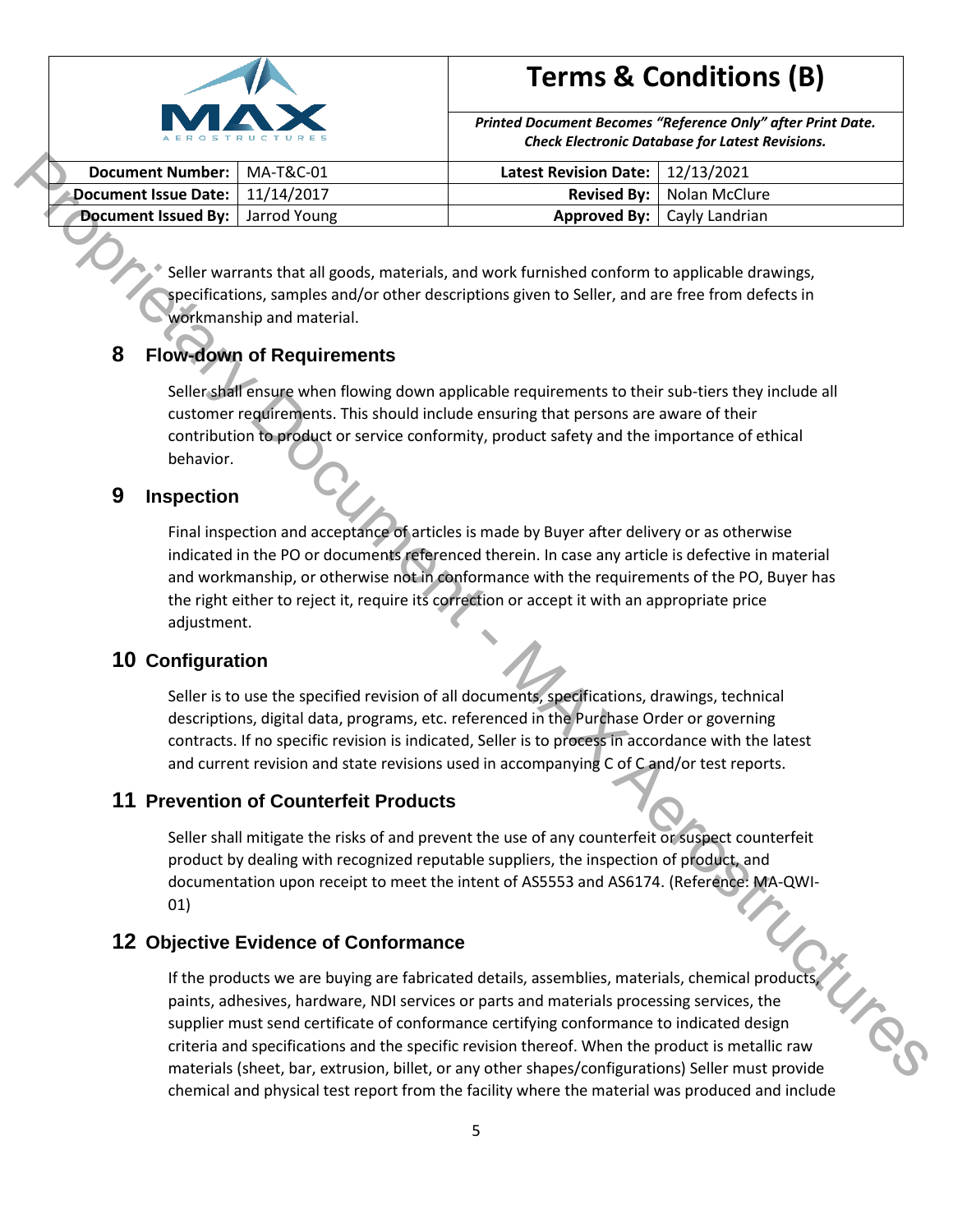Seller warrants that all goods, materials, and work furnished conform to applicable drawings, specifications, samples and/or other descriptions given to Seller, and are free from defects in workmanship and material.

## 8 Flow-down of Requirements

Seller shall ensure when flowing down applicable requirements to their sub-tiers they include all customer requirements. This should include ensuring that persons are aware of their contribution to product or service conformity, product safety and the importance of ethical behavior.

## 9 Inspection

Final inspection and acceptance of articles is made by Buyer after delivery or as otherwise indicated in the PO or documents referenced therein. In case any article is defective in material and workmanship, or otherwise not in conformance with the requirements of the PO, Buyer has the right either to reject it, require its correction or accept it with an appropriate price adjustment.

## 10 Configuration

Seller is to use the specified revision of all documents, specifications, drawings, technical descriptions, digital data, programs, etc. referenced in the Purchase Order or governing contracts. If no specific revision is indicated, Seller is to process in accordance with the latest and current revision and state revisions used in accompanying C of C and/or test reports.

## 11 Prevention of Counterfeit Products

Seller shall mitigate the risks of and prevent the use of any counterfeit or suspect counterfeit product by dealing with recognized reputable suppliers, the inspection of product, and documentation upon receipt to meet the intent of AS5553 and AS6174. (Reference: MA-QWI-01)

## 12 Objective Evidence of Conformance

If the products we are buying are fabricated details, assemblies, materials, chemical products, paints, adhesives, hardware, NDI services or parts and materials processing services, the supplier must send certificate of conformance certifying conformance to indicated design criteria and specifications and the specific revision thereof. When the product is metallic raw materials (sheet, bar, extrusion, billet, or any other shapes/configurations) Seller must provide chemical and physical test report from the facility where the material was produced and include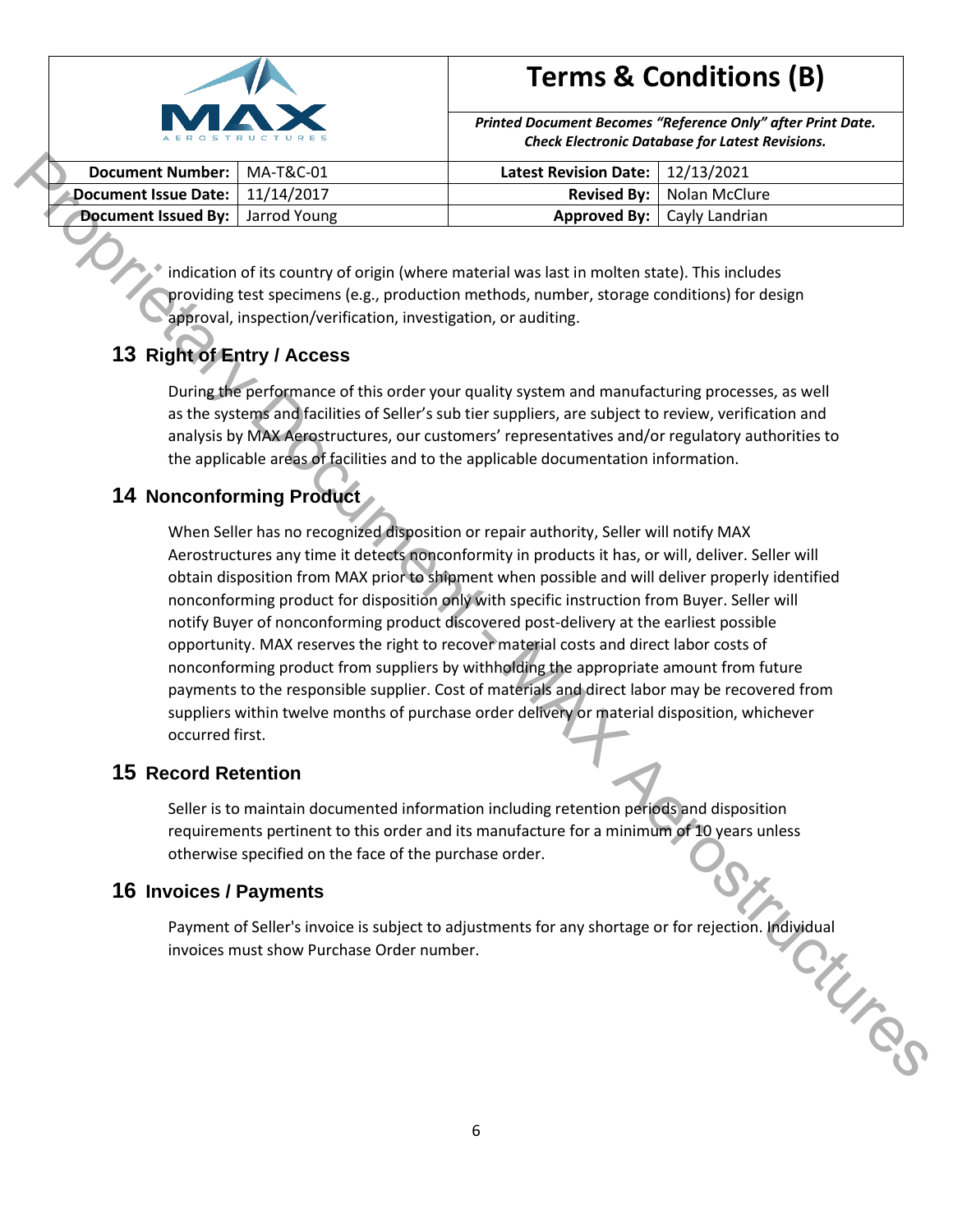indication of its country of origin (where material was last in molten state). This includes providing test specimens (e.g., production methods, number, storage conditions) for design approval, inspection/verification, investigation, or auditing.

## 13 Right of Entry / Access

During the performance of this order your quality system and manufacturing processes, as well as the systems and facilities of Seller's sub tier suppliers, are subject to review, verification and analysis by MAX Aerostructures, our customers' representatives and/or regulatory authorities to the applicable areas of facilities and to the applicable documentation information.

## 14 Nonconforming Product

When Seller has no recognized disposition or repair authority, Seller will notify MAX Aerostructures any time it detects nonconformity in products it has, or will, deliver. Seller will obtain disposition from MAX prior to shipment when possible and will deliver properly identified nonconforming product for disposition only with specific instruction from Buyer. Seller will notify Buyer of nonconforming product discovered post-delivery at the earliest possible opportunity. MAX reserves the right to recover material costs and direct labor costs of nonconforming product from suppliers by withholding the appropriate amount from future payments to the responsible supplier. Cost of materials and direct labor may be recovered from suppliers within twelve months of purchase order delivery or material disposition, whichever occurred first.

## 15 Record Retention

Seller is to maintain documented information including retention periods and disposition requirements pertinent to this order and its manufacture for a minimum of 10 years unless otherwise specified on the face of the purchase order.

## 16 Invoices / Payments

Payment of Seller's invoice is subject to adjustments for any shortage or for rejection. Individual invoices must show Purchase Order number.